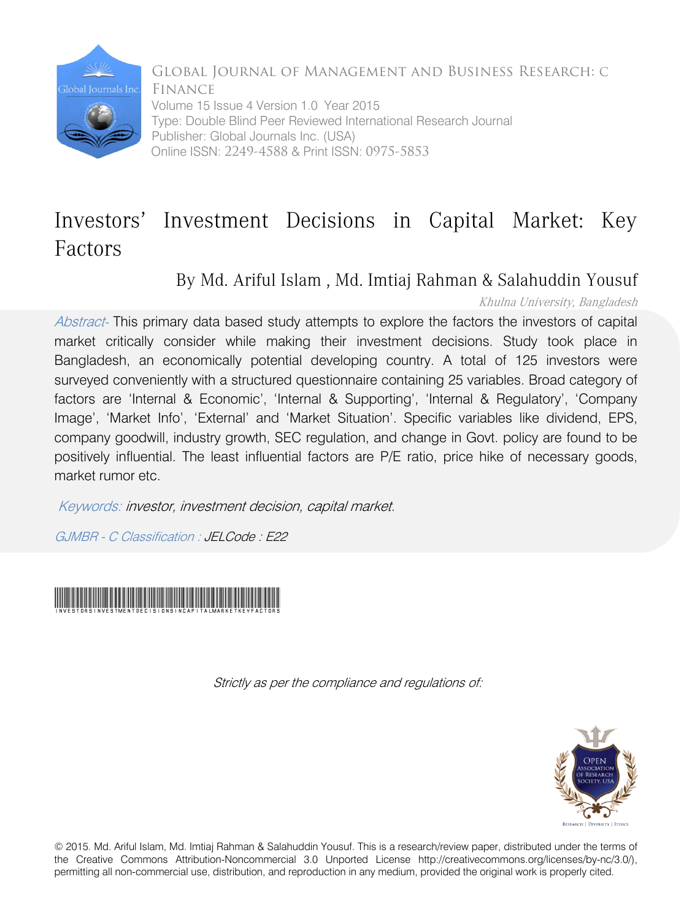Global Journal of Management and Business Research: C Finance
Volume 15 Issue 4 Version 1.0 Year 2015
Type: Double Blind Peer Reviewed International Research Journal
Publisher: Global Journals Inc. (USA)
Online ISSN: 2249-4588 & Print ISSN: 0975-5853

# Investors' Investment Decisions in Capital Market: Key Factors

By Md. Ariful Islam , Md. Imtiaj Rahman & Salahuddin Yousuf

*Khulna University, Bangladesh*

*Abstract-* This primary data based study attempts to explore the factors the investors of capital market critically consider while making their investment decisions. Study took place in Bangladesh, an economically potential developing country. A total of 125 investors were surveyed conveniently with a structured questionnaire containing 25 variables. Broad category of factors are 'Internal & Economic', 'Internal & Supporting', 'Internal & Regulatory', 'Company Image', 'Market Info', 'External' and 'Market Situation'. Specific variables like dividend, EPS, company goodwill, industry growth, SEC regulation, and change in Govt. policy are found to be positively influential. The least influential factors are P/E ratio, price hike of necessary goods, market rumor etc.

*Keywords: investor, investment decision, capital market.*

*GJMBR - C Classification : JELCode : E22*

INVESTORSINVESTMENTDECISIONSINCAPITALMARKETKEYFACTORS

*Strictly as per the compliance and regulations of:*

© 2015. Md. Ariful Islam, Md. Imtiaj Rahman & Salahuddin Yousuf. This is a research/review paper, distributed under the terms of the Creative Commons Attribution-Noncommercial 3.0 Unported License http://creativecommons.org/licenses/by-nc/3.0/), permitting all non-commercial use, distribution, and reproduction in any medium, provided the original work is properly cited.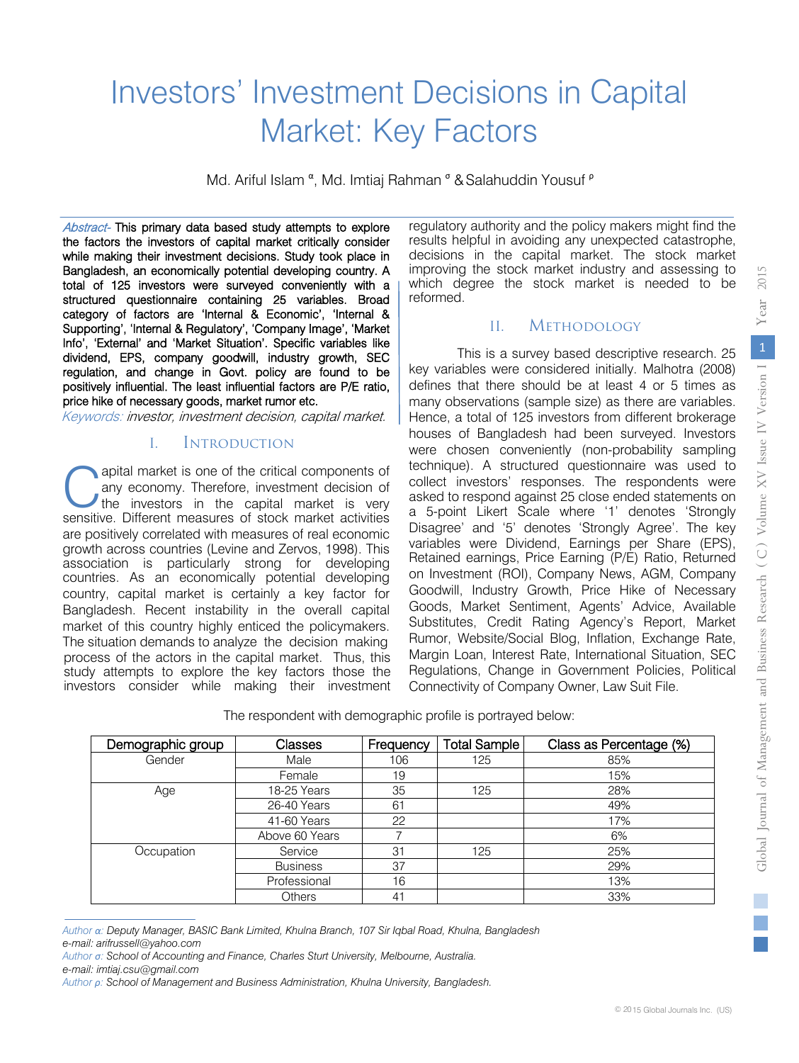# Investors' Investment Decisions in Capital Market: Key Factors

Md. Ariful Islam [α], Md. Imtiaj Rahman [σ] & Salahuddin Yousuf [ρ]

*Abstract-* This primary data based study attempts to explore the factors the investors of capital market critically consider while making their investment decisions. Study took place in Bangladesh, an economically potential developing country. A total of 125 investors were surveyed conveniently with a structured questionnaire containing 25 variables. Broad category of factors are 'Internal & Economic', 'Internal & Supporting', 'Internal & Regulatory', 'Company Image', 'Market Info', 'External' and 'Market Situation'. Specific variables like dividend, EPS, company goodwill, industry growth, SEC regulation, and change in Govt. policy are found to be positively influential. The least influential factors are P/E ratio, price hike of necessary goods, market rumor etc.

*Keywords: investor, investment decision, capital market.*

## I. Introduction

Capital market is one of the critical components of any economy. Therefore, investment decision of the investors in the capital market is very sensitive. Different measures of stock market activities are positively correlated with measures of real economic growth across countries (Levine and Zervos, 1998). This association is particularly strong for developing countries. As an economically potential developing country, capital market is certainly a key factor for Bangladesh. Recent instability in the overall capital market of this country highly enticed the policymakers. The situation demands to analyze the decision making process of the actors in the capital market. Thus, this study attempts to explore the key factors those the investors consider while making their investment decisions in the capital market. The stock market regulatory authority and the policy makers might find the results helpful in avoiding any unexpected catastrophe, improving the stock market industry and assessing to which degree the stock market is needed to be reformed.

## II. Methodology

This is a survey based descriptive research. 25 key variables were considered initially. Malhotra (2008) defines that there should be at least 4 or 5 times as many observations (sample size) as there are variables. Hence, a total of 125 investors from different brokerage houses of Bangladesh had been surveyed. Investors were chosen conveniently (non-probability sampling technique). A structured questionnaire was used to collect investors' responses. The respondents were asked to respond against 25 close ended statements on a 5-point Likert Scale where '1' denotes 'Strongly Disagree' and '5' denotes 'Strongly Agree'. The key variables were Dividend, Earnings per Share (EPS), Retained earnings, Price Earning (P/E) Ratio, Returned on Investment (ROI), Company News, AGM, Company Goodwill, Industry Growth, Price Hike of Necessary Goods, Market Sentiment, Agents' Advice, Available Substitutes, Credit Rating Agency's Report, Market Rumor, Website/Social Blog, Inflation, Exchange Rate, Margin Loan, Interest Rate, International Situation, SEC Regulations, Change in Government Policies, Political Connectivity of Company Owner, Law Suit File.

The respondent with demographic profile is portrayed below:

| Demographic group | Classes | Frequency | Total Sample | Class as Percentage (%) |
|---|---|---|---|---|
| Gender | Male | 106 | 125 | 85% |
| | Female | 19 | | 15% |
| Age | 18-25 Years | 35 | 125 | 28% |
| | 26-40 Years | 61 | | 49% |
| | 41-60 Years | 22 | | 17% |
| | Above 60 Years | 7 | | 6% |
| Occupation | Service | 31 | 125 | 25% |
| | Business | 37 | | 29% |
| | Professional | 16 | | 13% |
| | Others | 41 | | 33% |

*Author α: Deputy Manager, BASIC Bank Limited, Khulna Branch, 107 Sir Iqbal Road, Khulna, Bangladesh*
*e-mail: arifrussell@yahoo.com*
*Author σ: School of Accounting and Finance, Charles Sturt University, Melbourne, Australia.*
*e-mail: imtiaj.csu@gmail.com*
*Author ρ: School of Management and Business Administration, Khulna University, Bangladesh.*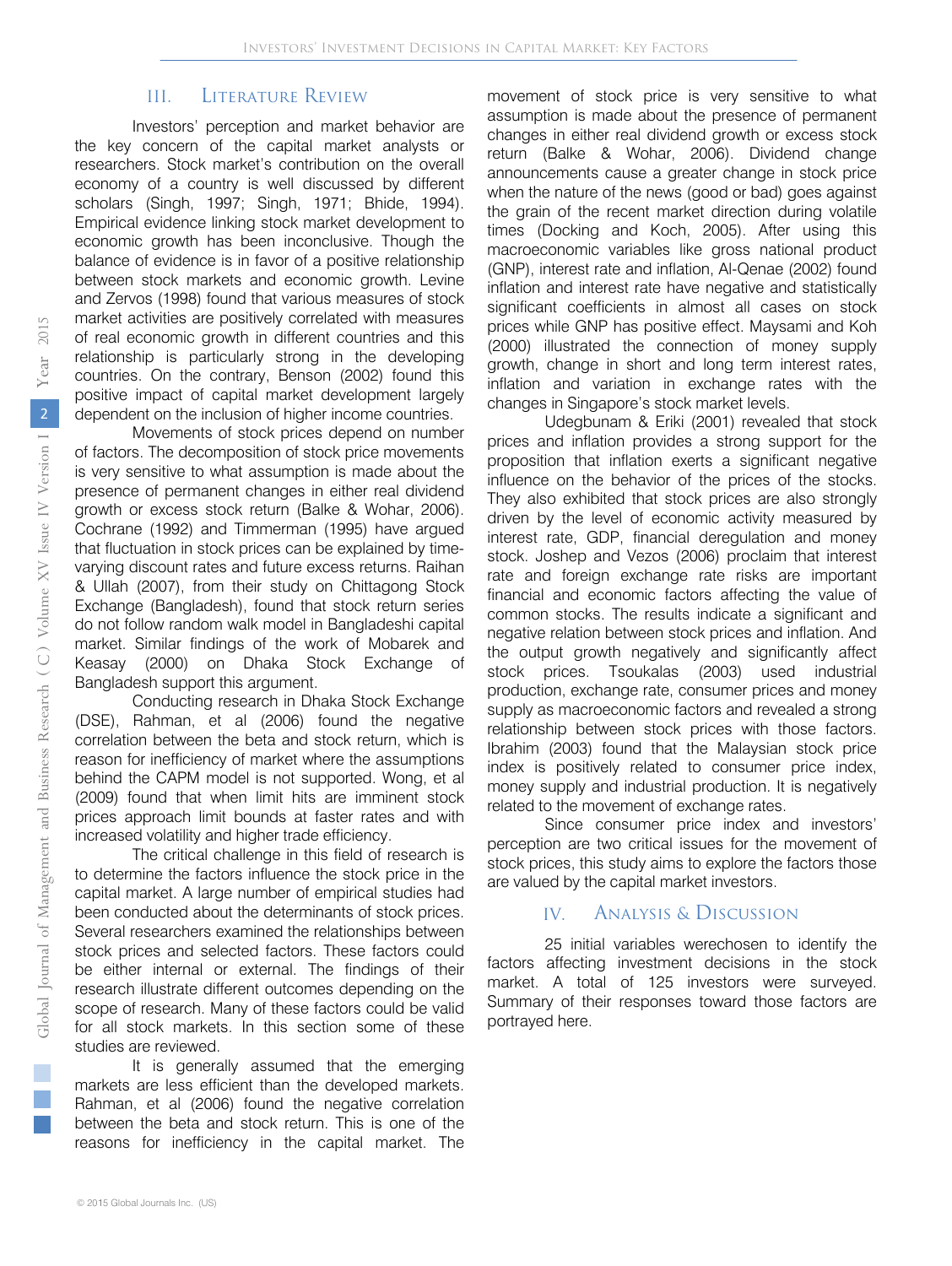## III. Literature Review

Investors' perception and market behavior are the key concern of the capital market analysts or researchers. Stock market's contribution on the overall economy of a country is well discussed by different scholars (Singh, 1997; Singh, 1971; Bhide, 1994). Empirical evidence linking stock market development to economic growth has been inconclusive. Though the balance of evidence is in favor of a positive relationship between stock markets and economic growth. Levine and Zervos (1998) found that various measures of stock market activities are positively correlated with measures of real economic growth in different countries and this relationship is particularly strong in the developing countries. On the contrary, Benson (2002) found this positive impact of capital market development largely dependent on the inclusion of higher income countries.

Movements of stock prices depend on number of factors. The decomposition of stock price movements is very sensitive to what assumption is made about the presence of permanent changes in either real dividend growth or excess stock return (Balke & Wohar, 2006). Cochrane (1992) and Timmerman (1995) have argued that fluctuation in stock prices can be explained by time-varying discount rates and future excess returns. Raihan & Ullah (2007), from their study on Chittagong Stock Exchange (Bangladesh), found that stock return series do not follow random walk model in Bangladeshi capital market. Similar findings of the work of Mobarek and Keasay (2000) on Dhaka Stock Exchange of Bangladesh support this argument.

Conducting research in Dhaka Stock Exchange (DSE), Rahman, et al (2006) found the negative correlation between the beta and stock return, which is reason for inefficiency of market where the assumptions behind the CAPM model is not supported. Wong, et al (2009) found that when limit hits are imminent stock prices approach limit bounds at faster rates and with increased volatility and higher trade efficiency.

The critical challenge in this field of research is to determine the factors influence the stock price in the capital market. A large number of empirical studies had been conducted about the determinants of stock prices. Several researchers examined the relationships between stock prices and selected factors. These factors could be either internal or external. The findings of their research illustrate different outcomes depending on the scope of research. Many of these factors could be valid for all stock markets. In this section some of these studies are reviewed.

It is generally assumed that the emerging markets are less efficient than the developed markets. Rahman, et al (2006) found the negative correlation between the beta and stock return. This is one of the reasons for inefficiency in the capital market. The movement of stock price is very sensitive to what assumption is made about the presence of permanent changes in either real dividend growth or excess stock return (Balke & Wohar, 2006). Dividend change announcements cause a greater change in stock price when the nature of the news (good or bad) goes against the grain of the recent market direction during volatile times (Docking and Koch, 2005). After using this macroeconomic variables like gross national product (GNP), interest rate and inflation, Al-Qenae (2002) found inflation and interest rate have negative and statistically significant coefficients in almost all cases on stock prices while GNP has positive effect. Maysami and Koh (2000) illustrated the connection of money supply growth, change in short and long term interest rates, inflation and variation in exchange rates with the changes in Singapore's stock market levels.

Udegbunam & Eriki (2001) revealed that stock prices and inflation provides a strong support for the proposition that inflation exerts a significant negative influence on the behavior of the prices of the stocks. They also exhibited that stock prices are also strongly driven by the level of economic activity measured by interest rate, GDP, financial deregulation and money stock. Joshep and Vezos (2006) proclaim that interest rate and foreign exchange rate risks are important financial and economic factors affecting the value of common stocks. The results indicate a significant and negative relation between stock prices and inflation. And the output growth negatively and significantly affect stock prices. Tsoukalas (2003) used industrial production, exchange rate, consumer prices and money supply as macroeconomic factors and revealed a strong relationship between stock prices with those factors. Ibrahim (2003) found that the Malaysian stock price index is positively related to consumer price index, money supply and industrial production. It is negatively related to the movement of exchange rates.

Since consumer price index and investors' perception are two critical issues for the movement of stock prices, this study aims to explore the factors those are valued by the capital market investors.

## IV. Analysis & Discussion

25 initial variables werechosen to identify the factors affecting investment decisions in the stock market. A total of 125 investors were surveyed. Summary of their responses toward those factors are portrayed here.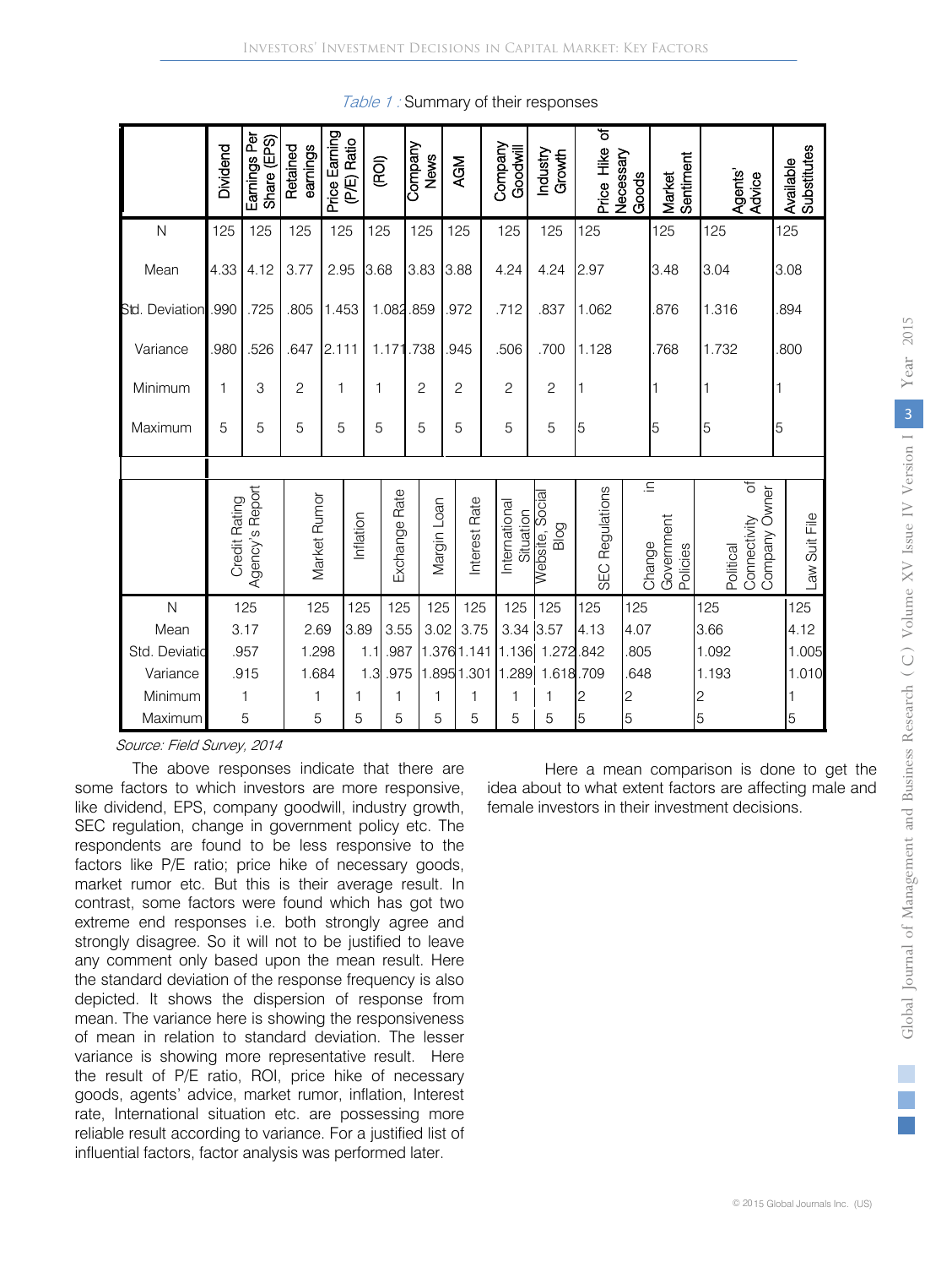*Table 1 :* Summary of their responses

| | Dividend | Earnings Per Share (EPS) | Retained earnings | Price Earning (P/E) Ratio | (ROI) | Company News | AGM | Company Goodwill | Industry Growth | Price Hike of Necessary Goods | Market Sentiment | Agents' Advice | Available Substitutes |
|---|---|---|---|---|---|---|---|---|---|---|---|---|---|
| N | 125 | 125 | 125 | 125 | 125 | 125 | 125 | 125 | 125 | 125 | 125 | 125 | 125 |
| Mean | 4.33 | 4.12 | 3.77 | 2.95 | 3.68 | 3.83 | 3.88 | 4.24 | 4.24 | 2.97 | 3.48 | 3.04 | 3.08 |
| Std. Deviation | .990 | .725 | .805 | 1.453 | 1.082 | .859 | .972 | .712 | .837 | 1.062 | .876 | 1.316 | .894 |
| Variance | .980 | .526 | .647 | 2.111 | 1.171 | .738 | .945 | .506 | .700 | 1.128 | .768 | 1.732 | .800 |
| Minimum | 1 | 3 | 2 | 1 | 1 | 2 | 2 | 2 | 2 | 1 | 1 | 1 | 1 |
| Maximum | 5 | 5 | 5 | 5 | 5 | 5 | 5 | 5 | 5 | 5 | 5 | 5 | 5 |

| | Credit Rating Agency's Report | Market Rumor | Inflation | Exchange Rate | Margin Loan | Interest Rate | International Situation | Website, Social Blog | SEC Regulations | Change in Government Policies | Political Connectivity of Company Owner | Law Suit File |
|---|---|---|---|---|---|---|---|---|---|---|---|---|
| N | 125 | 125 | 125 | 125 | 125 | 125 | 125 | 125 | 125 | 125 | 125 | 125 |
| Mean | 3.17 | 2.69 | 3.89 | 3.55 | 3.02 | 3.75 | 3.34 | 3.57 | 4.13 | 4.07 | 3.66 | 4.12 |
| Std. Deviation | .957 | 1.298 | 1.1 | .987 | 1.376 | 1.141 | 1.136 | 1.272 | .842 | .805 | 1.092 | 1.005 |
| Variance | .915 | 1.684 | 1.3 | .975 | 1.895 | 1.301 | 1.289 | 1.618 | .709 | .648 | 1.193 | 1.010 |
| Minimum | 1 | 1 | 1 | 1 | 1 | 1 | 1 | 1 | 2 | 2 | 2 | 1 |
| Maximum | 5 | 5 | 5 | 5 | 5 | 5 | 5 | 5 | 5 | 5 | 5 | 5 |

*Source: Field Survey, 2014*

The above responses indicate that there are some factors to which investors are more responsive, like dividend, EPS, company goodwill, industry growth, SEC regulation, change in government policy etc. The respondents are found to be less responsive to the factors like P/E ratio; price hike of necessary goods, market rumor etc. But this is their average result. In contrast, some factors were found which has got two extreme end responses i.e. both strongly agree and strongly disagree. So it will not to be justified to leave any comment only based upon the mean result. Here the standard deviation of the response frequency is also depicted. It shows the dispersion of response from mean. The variance here is showing the responsiveness of mean in relation to standard deviation. The lesser variance is showing more representative result. Here the result of P/E ratio, ROI, price hike of necessary goods, agents' advice, market rumor, inflation, Interest rate, International situation etc. are possessing more reliable result according to variance. For a justified list of influential factors, factor analysis was performed later.

Here a mean comparison is done to get the idea about to what extent factors are affecting male and female investors in their investment decisions.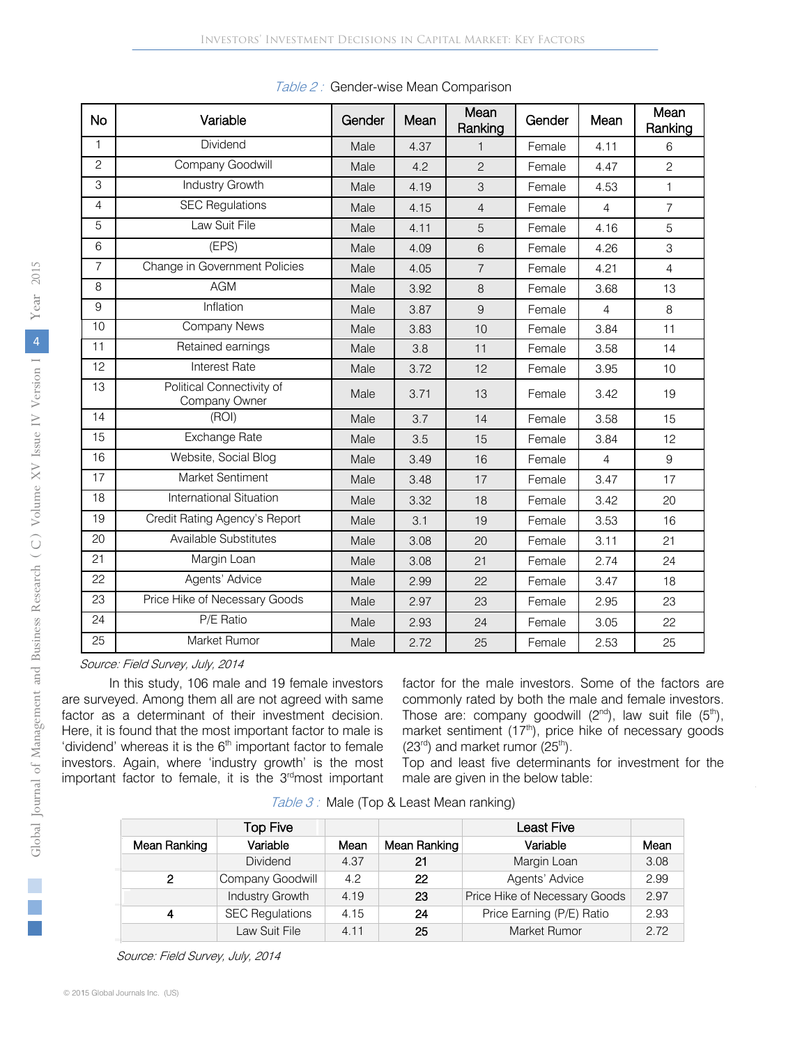*Table 2 :* Gender-wise Mean Comparison

| No | Variable | Gender | Mean | Mean Ranking | Gender | Mean | Mean Ranking |
|---|---|---|---|---|---|---|---|
| 1 | Dividend | Male | 4.37 | 1 | Female | 4.11 | 6 |
| 2 | Company Goodwill | Male | 4.2 | 2 | Female | 4.47 | 2 |
| 3 | Industry Growth | Male | 4.19 | 3 | Female | 4.53 | 1 |
| 4 | SEC Regulations | Male | 4.15 | 4 | Female | 4 | 7 |
| 5 | Law Suit File | Male | 4.11 | 5 | Female | 4.16 | 5 |
| 6 | (EPS) | Male | 4.09 | 6 | Female | 4.26 | 3 |
| 7 | Change in Government Policies | Male | 4.05 | 7 | Female | 4.21 | 4 |
| 8 | AGM | Male | 3.92 | 8 | Female | 3.68 | 13 |
| 9 | Inflation | Male | 3.87 | 9 | Female | 4 | 8 |
| 10 | Company News | Male | 3.83 | 10 | Female | 3.84 | 11 |
| 11 | Retained earnings | Male | 3.8 | 11 | Female | 3.58 | 14 |
| 12 | Interest Rate | Male | 3.72 | 12 | Female | 3.95 | 10 |
| 13 | Political Connectivity of Company Owner | Male | 3.71 | 13 | Female | 3.42 | 19 |
| 14 | (ROI) | Male | 3.7 | 14 | Female | 3.58 | 15 |
| 15 | Exchange Rate | Male | 3.5 | 15 | Female | 3.84 | 12 |
| 16 | Website, Social Blog | Male | 3.49 | 16 | Female | 4 | 9 |
| 17 | Market Sentiment | Male | 3.48 | 17 | Female | 3.47 | 17 |
| 18 | International Situation | Male | 3.32 | 18 | Female | 3.42 | 20 |
| 19 | Credit Rating Agency's Report | Male | 3.1 | 19 | Female | 3.53 | 16 |
| 20 | Available Substitutes | Male | 3.08 | 20 | Female | 3.11 | 21 |
| 21 | Margin Loan | Male | 3.08 | 21 | Female | 2.74 | 24 |
| 22 | Agents' Advice | Male | 2.99 | 22 | Female | 3.47 | 18 |
| 23 | Price Hike of Necessary Goods | Male | 2.97 | 23 | Female | 2.95 | 23 |
| 24 | P/E Ratio | Male | 2.93 | 24 | Female | 3.05 | 22 |
| 25 | Market Rumor | Male | 2.72 | 25 | Female | 2.53 | 25 |

*Source: Field Survey, July, 2014*

In this study, 106 male and 19 female investors are surveyed. Among them all are not agreed with same factor as a determinant of their investment decision. Here, it is found that the most important factor to male is 'dividend' whereas it is the 6th important factor to female investors. Again, where 'industry growth' is the most important factor to female, it is the 3rd most important factor for the male investors. Some of the factors are commonly rated by both the male and female investors. Those are: company goodwill (2nd), law suit file (5th), market sentiment (17th), price hike of necessary goods (23rd) and market rumor (25th).

Top and least five determinants for investment for the male are given in the below table:

*Table 3 :* Male (Top & Least Mean ranking)

| | Top Five | | | Least Five | |
|---|---|---|---|---|---|
| Mean Ranking | Variable | Mean | Mean Ranking | Variable | Mean |
| | Dividend | 4.37 | 21 | Margin Loan | 3.08 |
| 2 | Company Goodwill | 4.2 | 22 | Agents' Advice | 2.99 |
| | Industry Growth | 4.19 | 23 | Price Hike of Necessary Goods | 2.97 |
| 4 | SEC Regulations | 4.15 | 24 | Price Earning (P/E) Ratio | 2.93 |
| | Law Suit File | 4.11 | 25 | Market Rumor | 2.72 |

*Source: Field Survey, July, 2014*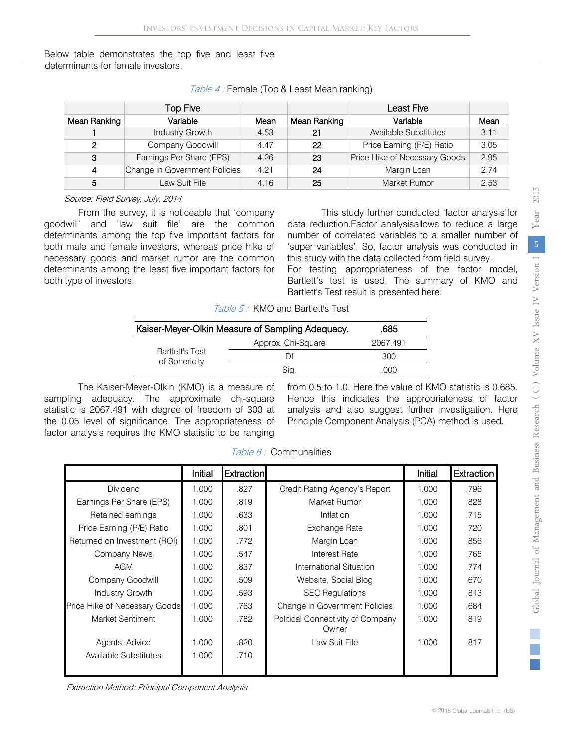Below table demonstrates the top five and least five determinants for female investors.

*Table 4 :* Female (Top & Least Mean ranking)

| | Top Five | | | Least Five | |
|---|---|---|---|---|---|
| Mean Ranking | Variable | Mean | Mean Ranking | Variable | Mean |
| 1 | Industry Growth | 4.53 | 21 | Available Substitutes | 3.11 |
| 2 | Company Goodwill | 4.47 | 22 | Price Earning (P/E) Ratio | 3.05 |
| 3 | Earnings Per Share (EPS) | 4.26 | 23 | Price Hike of Necessary Goods | 2.95 |
| 4 | Change in Government Policies | 4.21 | 24 | Margin Loan | 2.74 |
| 5 | Law Suit File | 4.16 | 25 | Market Rumor | 2.53 |

*Source: Field Survey, July, 2014*

From the survey, it is noticeable that 'company goodwill' and 'law suit file' are the common determinants among the top five important factors for both male and female investors, whereas price hike of necessary goods and market rumor are the common determinants among the least five important factors for both type of investors.

This study further conducted 'factor analysis'for data reduction.Factor analysisallows to reduce a large number of correlated variables to a smaller number of 'super variables'. So, factor analysis was conducted in this study with the data collected from field survey. For testing appropriateness of the factor model, Bartlett's test is used. The summary of KMO and Bartlett's Test result is presented here:

*Table 5 :* KMO and Bartlett's Test

| Kaiser-Meyer-Olkin Measure of Sampling Adequacy. | | .685 |
|---|---|---|
| Bartlett's Test of Sphericity | Approx. Chi-Square | 2067.491 |
| | Df | 300 |
| | Sig. | .000 |

The Kaiser-Meyer-Olkin (KMO) is a measure of sampling adequacy. The approximate chi-square statistic is 2067.491 with degree of freedom of 300 at the 0.05 level of significance. The appropriateness of factor analysis requires the KMO statistic to be ranging from 0.5 to 1.0. Here the value of KMO statistic is 0.685. Hence this indicates the appropriateness of factor analysis and also suggest further investigation. Here Principle Component Analysis (PCA) method is used.

*Table 6 :* Communalities

| | Initial | Extraction | | Initial | Extraction |
|---|---|---|---|---|---|
| Dividend | 1.000 | .827 | Credit Rating Agency's Report | 1.000 | .796 |
| Earnings Per Share (EPS) | 1.000 | .819 | Market Rumor | 1.000 | .828 |
| Retained earnings | 1.000 | .633 | Inflation | 1.000 | .715 |
| Price Earning (P/E) Ratio | 1.000 | .801 | Exchange Rate | 1.000 | .720 |
| Returned on Investment (ROI) | 1.000 | .772 | Margin Loan | 1.000 | .856 |
| Company News | 1.000 | .547 | Interest Rate | 1.000 | .765 |
| AGM | 1.000 | .837 | International Situation | 1.000 | .774 |
| Company Goodwill | 1.000 | .509 | Website, Social Blog | 1.000 | .670 |
| Industry Growth | 1.000 | .593 | SEC Regulations | 1.000 | .813 |
| Price Hike of Necessary Goods | 1.000 | .763 | Change in Government Policies | 1.000 | .684 |
| Market Sentiment | 1.000 | .782 | Political Connectivity of Company Owner | 1.000 | .819 |
| Agents' Advice | 1.000 | .820 | Law Suit File | 1.000 | .817 |
| Available Substitutes | 1.000 | .710 | | | |

*Extraction Method: Principal Component Analysis*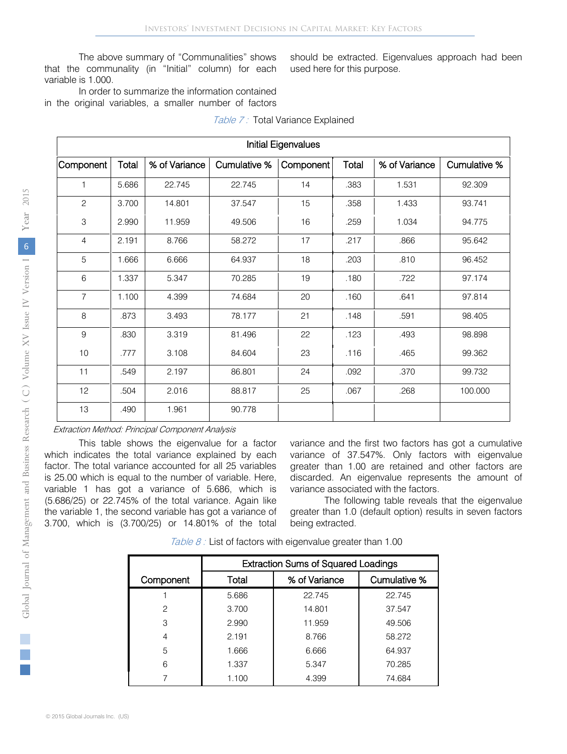The above summary of "Communalities" shows that the community (in "Initial" column) for each variable is 1.000.

In order to summarize the information contained in the original variables, a smaller number of factors should be extracted. Eigenvalues approach had been used here for this purpose.

*Table 7 :* Total Variance Explained

| Initial Eigenvalues | | | | | | | |
|---|---|---|---|---|---|---|---|
| Component | Total | % of Variance | Cumulative % | Component | Total | % of Variance | Cumulative % |
| 1 | 5.686 | 22.745 | 22.745 | 14 | .383 | 1.531 | 92.309 |
| 2 | 3.700 | 14.801 | 37.547 | 15 | .358 | 1.433 | 93.741 |
| 3 | 2.990 | 11.959 | 49.506 | 16 | .259 | 1.034 | 94.775 |
| 4 | 2.191 | 8.766 | 58.272 | 17 | .217 | .866 | 95.642 |
| 5 | 1.666 | 6.666 | 64.937 | 18 | .203 | .810 | 96.452 |
| 6 | 1.337 | 5.347 | 70.285 | 19 | .180 | .722 | 97.174 |
| 7 | 1.100 | 4.399 | 74.684 | 20 | .160 | .641 | 97.814 |
| 8 | .873 | 3.493 | 78.177 | 21 | .148 | .591 | 98.405 |
| 9 | .830 | 3.319 | 81.496 | 22 | .123 | .493 | 98.898 |
| 10 | .777 | 3.108 | 84.604 | 23 | .116 | .465 | 99.362 |
| 11 | .549 | 2.197 | 86.801 | 24 | .092 | .370 | 99.732 |
| 12 | .504 | 2.016 | 88.817 | 25 | .067 | .268 | 100.000 |
| 13 | .490 | 1.961 | 90.778 | | | | |

*Extraction Method: Principal Component Analysis*

This table shows the eigenvalue for a factor which indicates the total variance explained by each factor. The total variance accounted for all 25 variables is 25.00 which is equal to the number of variable. Here, variable 1 has got a variance of 5.686, which is (5.686/25) or 22.745% of the total variance. Again like the variable 1, the second variable has got a variance of 3.700, which is (3.700/25) or 14.801% of the total variance and the first two factors has got a cumulative variance of 37.547%. Only factors with eigenvalue greater than 1.00 are retained and other factors are discarded. An eigenvalue represents the amount of variance associated with the factors.

The following table reveals that the eigenvalue greater than 1.0 (default option) results in seven factors being extracted.

*Table 8 :* List of factors with eigenvalue greater than 1.00

| | Extraction Sums of Squared Loadings | | |
|---|---|---|---|
| Component | Total | % of Variance | Cumulative % |
| 1 | 5.686 | 22.745 | 22.745 |
| 2 | 3.700 | 14.801 | 37.547 |
| 3 | 2.990 | 11.959 | 49.506 |
| 4 | 2.191 | 8.766 | 58.272 |
| 5 | 1.666 | 6.666 | 64.937 |
| 6 | 1.337 | 5.347 | 70.285 |
| 7 | 1.100 | 4.399 | 74.684 |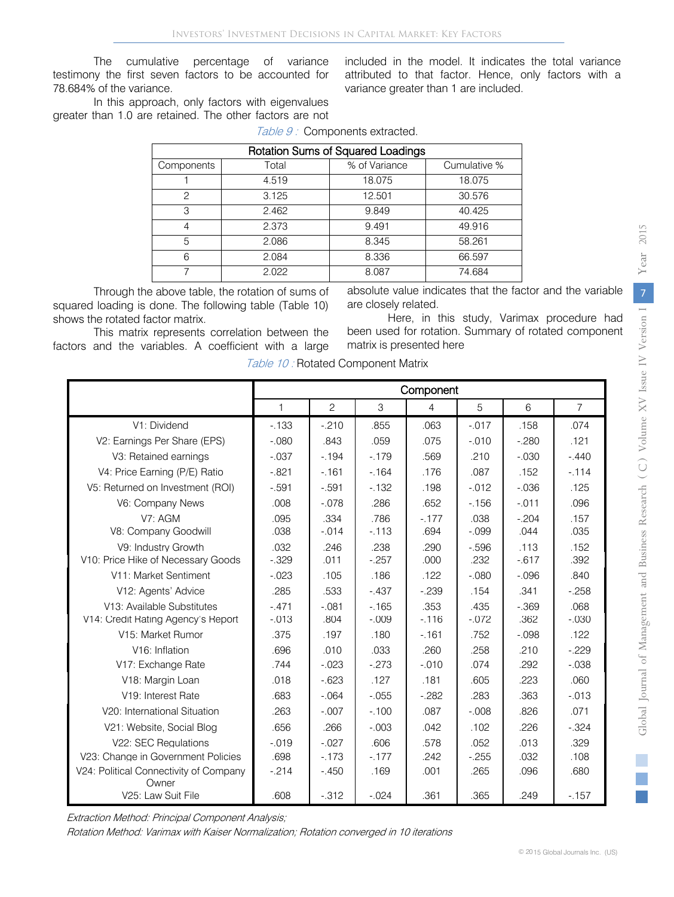The cumulative percentage of variance testimony the first seven factors to be accounted for 78.684% of the variance.

In this approach, only factors with eigenvalues greater than 1.0 are retained. The other factors are not included in the model. It indicates the total variance attributed to that factor. Hence, only factors with a variance greater than 1 are included.

*Table 9 :* Components extracted.

| Rotation Sums of Squared Loadings | | | |
|---|---|---|---|
| Components | Total | % of Variance | Cumulative % |
| 1 | 4.519 | 18.075 | 18.075 |
| 2 | 3.125 | 12.501 | 30.576 |
| 3 | 2.462 | 9.849 | 40.425 |
| 4 | 2.373 | 9.491 | 49.916 |
| 5 | 2.086 | 8.345 | 58.261 |
| 6 | 2.084 | 8.336 | 66.597 |
| 7 | 2.022 | 8.087 | 74.684 |

Through the above table, the rotation of sums of squared loading is done. The following table (Table 10) shows the rotated factor matrix.

This matrix represents correlation between the factors and the variables. A coefficient with a large absolute value indicates that the factor and the variable are closely related.

Here, in this study, Varimax procedure had been used for rotation. Summary of rotated component matrix is presented here

*Table 10 :* Rotated Component Matrix

| | Component | | | | | | |
|---|---|---|---|---|---|---|---|
| | 1 | 2 | 3 | 4 | 5 | 6 | 7 |
| V1: Dividend | -.133 | -.210 | .855 | .063 | -.017 | .158 | .074 |
| V2: Earnings Per Share (EPS) | -.080 | .843 | .059 | .075 | -.010 | -.280 | .121 |
| V3: Retained earnings | -.037 | -.194 | -.179 | .569 | .210 | -.030 | -.440 |
| V4: Price Earning (P/E) Ratio | -.821 | -.161 | -.164 | .176 | .087 | .152 | -.114 |
| V5: Returned on Investment (ROI) | -.591 | -.591 | -.132 | .198 | -.012 | -.036 | .125 |
| V6: Company News | .008 | -.078 | .286 | .652 | -.156 | -.011 | .096 |
| V7: AGM | .095 | .334 | .786 | -.177 | .038 | -.204 | .157 |
| V8: Company Goodwill | .038 | -.014 | -.113 | .694 | -.099 | .044 | .035 |
| V9: Industry Growth | .032 | .246 | .238 | .290 | -.596 | .113 | .152 |
| V10: Price Hike of Necessary Goods | -.329 | .011 | -.257 | .000 | .232 | -.617 | .392 |
| V11: Market Sentiment | -.023 | .105 | .186 | .122 | -.080 | -.096 | .840 |
| V12: Agents' Advice | .285 | .533 | -.437 | -.239 | .154 | .341 | -.258 |
| V13: Available Substitutes | -.471 | -.081 | -.165 | .353 | .435 | -.369 | .068 |
| V14: Credit Rating Agency's Report | -.013 | .804 | -.009 | -.116 | -.072 | .362 | -.030 |
| V15: Market Rumor | .375 | .197 | .180 | -.161 | .752 | -.098 | .122 |
| V16: Inflation | .696 | .010 | .033 | .260 | .258 | .210 | -.229 |
| V17: Exchange Rate | .744 | -.023 | -.273 | -.010 | .074 | .292 | -.038 |
| V18: Margin Loan | .018 | -.623 | .127 | .181 | .605 | .223 | .060 |
| V19: Interest Rate | .683 | -.064 | -.055 | -.282 | .283 | .363 | -.013 |
| V20: International Situation | .263 | -.007 | -.100 | .087 | -.008 | .826 | .071 |
| V21: Website, Social Blog | .656 | .266 | -.003 | .042 | .102 | .226 | -.324 |
| V22: SEC Regulations | -.019 | -.027 | .606 | .578 | .052 | .013 | .329 |
| V23: Change in Government Policies | .698 | -.173 | -.177 | .242 | -.255 | .032 | .108 |
| V24: Political Connectivity of Company Owner | -.214 | -.450 | .169 | .001 | .265 | .096 | .680 |
| V25: Law Suit File | .608 | -.312 | -.024 | .361 | .365 | .249 | -.157 |

*Extraction Method: Principal Component Analysis;*

*Rotation Method: Varimax with Kaiser Normalization; Rotation converged in 10 iterations*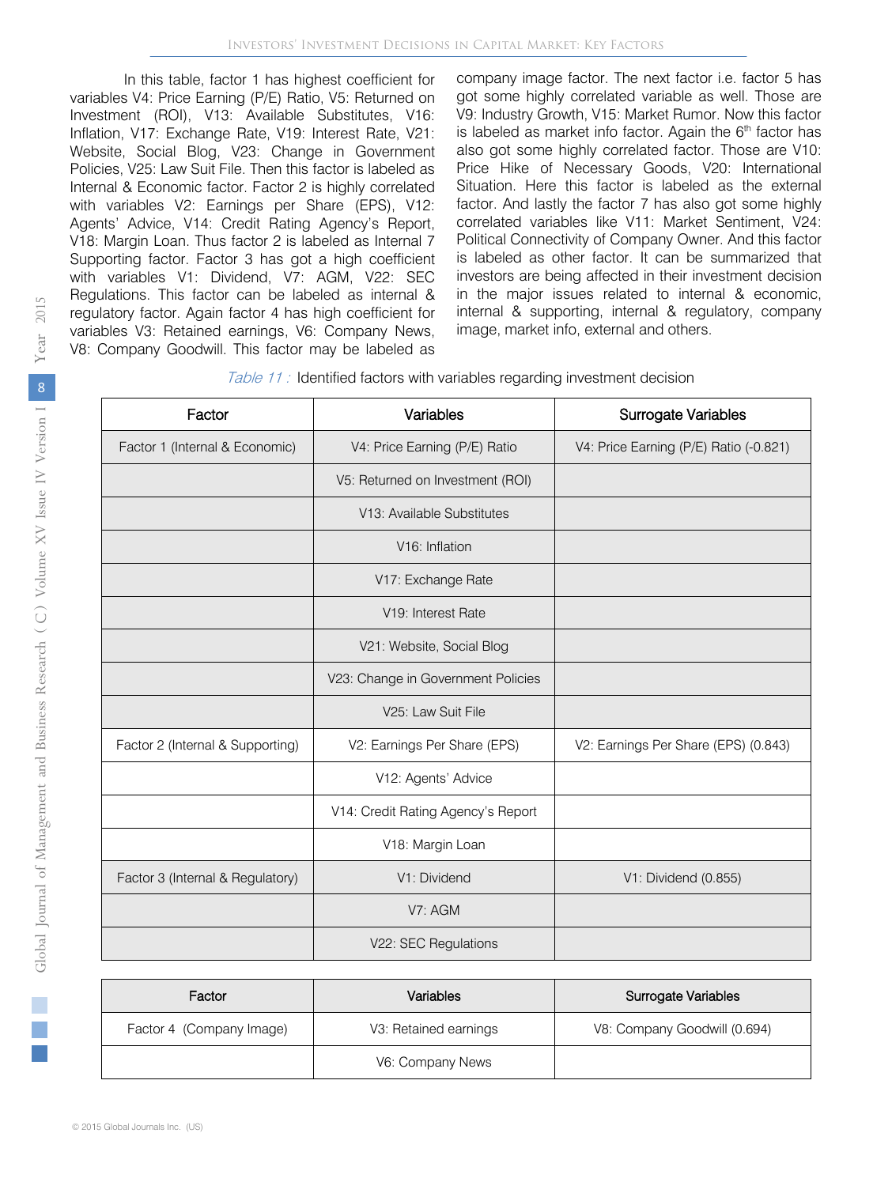In this table, factor 1 has highest coefficient for variables V4: Price Earning (P/E) Ratio, V5: Returned on Investment (ROI), V13: Available Substitutes, V16: Inflation, V17: Exchange Rate, V19: Interest Rate, V21: Website, Social Blog, V23: Change in Government Policies, V25: Law Suit File. Then this factor is labeled as Internal & Economic factor. Factor 2 is highly correlated with variables V2: Earnings per Share (EPS), V12: Agents' Advice, V14: Credit Rating Agency's Report, V18: Margin Loan. Thus factor 2 is labeled as Internal 7 Supporting factor. Factor 3 has got a high coefficient with variables V1: Dividend, V7: AGM, V22: SEC Regulations. This factor can be labeled as internal & regulatory factor. Again factor 4 has high coefficient for variables V3: Retained earnings, V6: Company News, V8: Company Goodwill. This factor may be labeled as company image factor. The next factor i.e. factor 5 has got some highly correlated variable as well. Those are V9: Industry Growth, V15: Market Rumor. Now this factor is labeled as market info factor. Again the 6th factor has also got some highly correlated factor. Those are V10: Price Hike of Necessary Goods, V20: International Situation. Here this factor is labeled as the external factor. And lastly the factor 7 has also got some highly correlated variables like V11: Market Sentiment, V24: Political Connectivity of Company Owner. And this factor is labeled as other factor. It can be summarized that investors are being affected in their investment decision in the major issues related to internal & economic, internal & supporting, internal & regulatory, company image, market info, external and others.

*Table 11 :* Identified factors with variables regarding investment decision

| Factor | Variables | Surrogate Variables |
|---|---|---|
| Factor 1 (Internal & Economic) | V4: Price Earning (P/E) Ratio | V4: Price Earning (P/E) Ratio (-0.821) |
| | V5: Returned on Investment (ROI) | |
| | V13: Available Substitutes | |
| | V16: Inflation | |
| | V17: Exchange Rate | |
| | V19: Interest Rate | |
| | V21: Website, Social Blog | |
| | V23: Change in Government Policies | |
| | V25: Law Suit File | |
| Factor 2 (Internal & Supporting) | V2: Earnings Per Share (EPS) | V2: Earnings Per Share (EPS) (0.843) |
| | V12: Agents' Advice | |
| | V14: Credit Rating Agency's Report | |
| | V18: Margin Loan | |
| Factor 3 (Internal & Regulatory) | V1: Dividend | V1: Dividend (0.855) |
| | V7: AGM | |
| | V22: SEC Regulations | |
| Factor 4 (Company Image) | V3: Retained earnings | V8: Company Goodwill (0.694) |
| | V6: Company News | |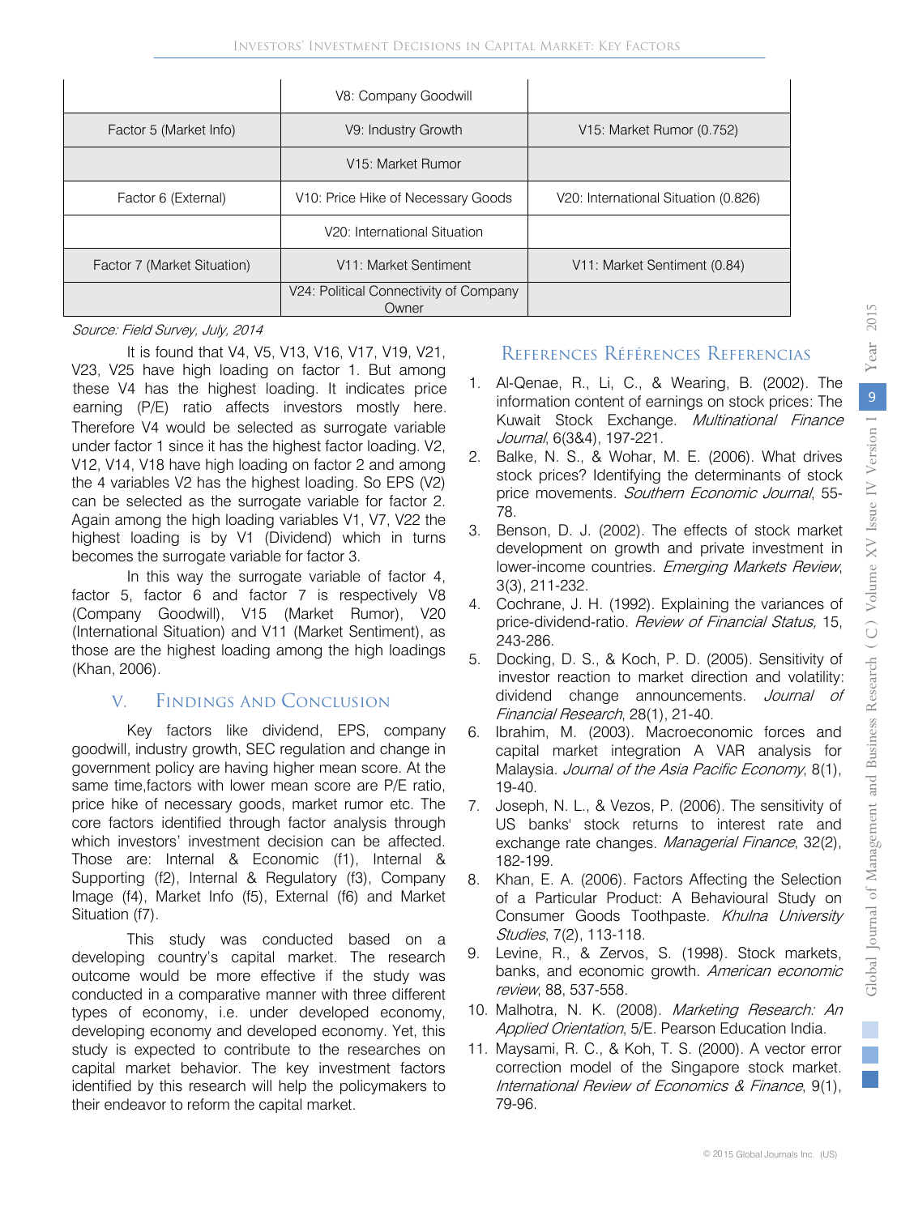| | V8: Company Goodwill | |
|---|---|---|
| Factor 5 (Market Info) | V9: Industry Growth | V15: Market Rumor (0.752) |
| | V15: Market Rumor | |
| Factor 6 (External) | V10: Price Hike of Necessary Goods | V20: International Situation (0.826) |
| | V20: International Situation | |
| Factor 7 (Market Situation) | V11: Market Sentiment | V11: Market Sentiment (0.84) |
| | V24: Political Connectivity of Company Owner | |

*Source: Field Survey, July, 2014*

It is found that V4, V5, V13, V16, V17, V19, V21, V23, V25 have high loading on factor 1. But among these V4 has the highest loading. It indicates price earning (P/E) ratio affects investors mostly here. Therefore V4 would be selected as surrogate variable under factor 1 since it has the highest factor loading. V2, V12, V14, V18 have high loading on factor 2 and among the 4 variables V2 has the highest loading. So EPS (V2) can be selected as the surrogate variable for factor 2. Again among the high loading variables V1, V7, V22 the highest loading is by V1 (Dividend) which in turns becomes the surrogate variable for factor 3.

In this way the surrogate variable of factor 4, factor 5, factor 6 and factor 7 is respectively V8 (Company Goodwill), V15 (Market Rumor), V20 (International Situation) and V11 (Market Sentiment), as those are the highest loading among the high loadings (Khan, 2006).

## V. Findings And Conclusion

Key factors like dividend, EPS, company goodwill, industry growth, SEC regulation and change in government policy are having higher mean score. At the same time,factors with lower mean score are P/E ratio, price hike of necessary goods, market rumor etc. The core factors identified through factor analysis through which investors' investment decision can be affected. Those are: Internal & Economic (f1), Internal & Supporting (f2), Internal & Regulatory (f3), Company Image (f4), Market Info (f5), External (f6) and Market Situation (f7).

This study was conducted based on a developing country's capital market. The research outcome would be more effective if the study was conducted in a comparative manner with three different types of economy, i.e. under developed economy, developing economy and developed economy. Yet, this study is expected to contribute to the researches on capital market behavior. The key investment factors identified by this research will help the policymakers to their endeavor to reform the capital market.

## References Références Referencias

1. Al-Qenae, R., Li, C., & Wearing, B. (2002). The information content of earnings on stock prices: The Kuwait Stock Exchange. *Multinational Finance Journal*, 6(3&4), 197-221.
2. Balke, N. S., & Wohar, M. E. (2006). What drives stock prices? Identifying the determinants of stock price movements. *Southern Economic Journal*, 55-78.
3. Benson, D. J. (2002). The effects of stock market development on growth and private investment in lower-income countries. *Emerging Markets Review*, 3(3), 211-232.
4. Cochrane, J. H. (1992). Explaining the variances of price-dividend-ratio. *Review of Financial Status,* 15, 243-286.
5. Docking, D. S., & Koch, P. D. (2005). Sensitivity of investor reaction to market direction and volatility: dividend change announcements. *Journal of Financial Research*, 28(1), 21-40.
6. Ibrahim, M. (2003). Macroeconomic forces and capital market integration A VAR analysis for Malaysia. *Journal of the Asia Pacific Economy*, 8(1), 19-40.
7. Joseph, N. L., & Vezos, P. (2006). The sensitivity of US banks' stock returns to interest rate and exchange rate changes. *Managerial Finance*, 32(2), 182-199.
8. Khan, E. A. (2006). Factors Affecting the Selection of a Particular Product: A Behavioural Study on Consumer Goods Toothpaste. *Khulna University Studies*, 7(2), 113-118.
9. Levine, R., & Zervos, S. (1998). Stock markets, banks, and economic growth. *American economic review*, 88, 537-558.
10. Malhotra, N. K. (2008). *Marketing Research: An Applied Orientation*, 5/E. Pearson Education India.
11. Maysami, R. C., & Koh, T. S. (2000). A vector error correction model of the Singapore stock market. *International Review of Economics & Finance*, 9(1), 79-96.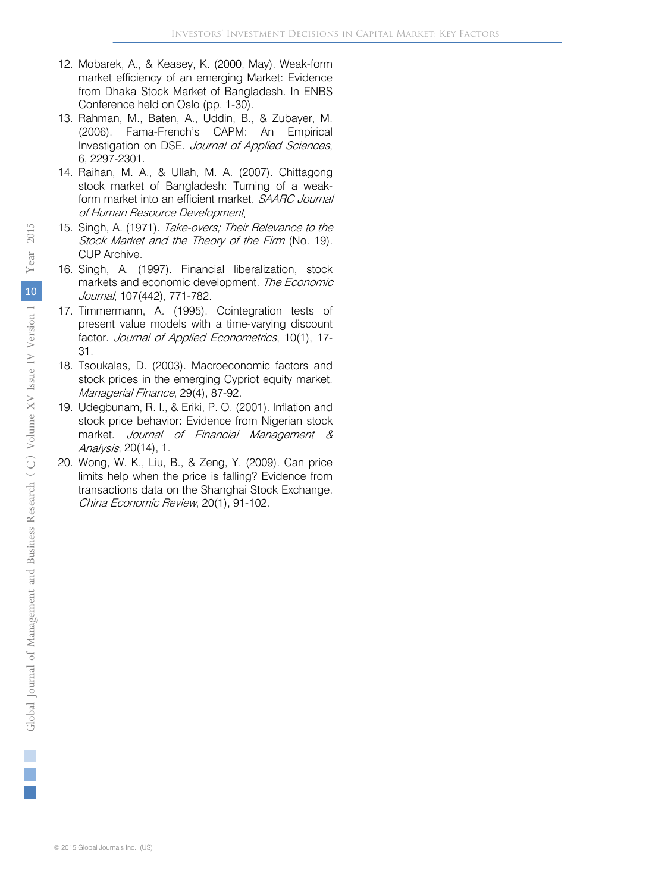12. Mobarek, A., & Keasey, K. (2000, May). Weak-form market efficiency of an emerging Market: Evidence from Dhaka Stock Market of Bangladesh. In ENBS Conference held on Oslo (pp. 1-30).
13. Rahman, M., Baten, A., Uddin, B., & Zubayer, M. (2006). Fama-French's CAPM: An Empirical Investigation on DSE. *Journal of Applied Sciences*, 6, 2297-2301.
14. Raihan, M. A., & Ullah, M. A. (2007). Chittagong stock market of Bangladesh: Turning of a weak-form market into an efficient market. *SAARC Journal of Human Resource Development*.
15. Singh, A. (1971). *Take-overs; Their Relevance to the Stock Market and the Theory of the Firm* (No. 19). CUP Archive.
16. Singh, A. (1997). Financial liberalization, stock markets and economic development. *The Economic Journal*, 107(442), 771-782.
17. Timmermann, A. (1995). Cointegration tests of present value models with a time-varying discount factor. *Journal of Applied Econometrics*, 10(1), 17-31.
18. Tsoukalas, D. (2003). Macroeconomic factors and stock prices in the emerging Cypriot equity market. *Managerial Finance*, 29(4), 87-92.
19. Udegbunam, R. I., & Eriki, P. O. (2001). Inflation and stock price behavior: Evidence from Nigerian stock market. *Journal of Financial Management & Analysis*, 20(14), 1.
20. Wong, W. K., Liu, B., & Zeng, Y. (2009). Can price limits help when the price is falling? Evidence from transactions data on the Shanghai Stock Exchange. *China Economic Review*, 20(1), 91-102.